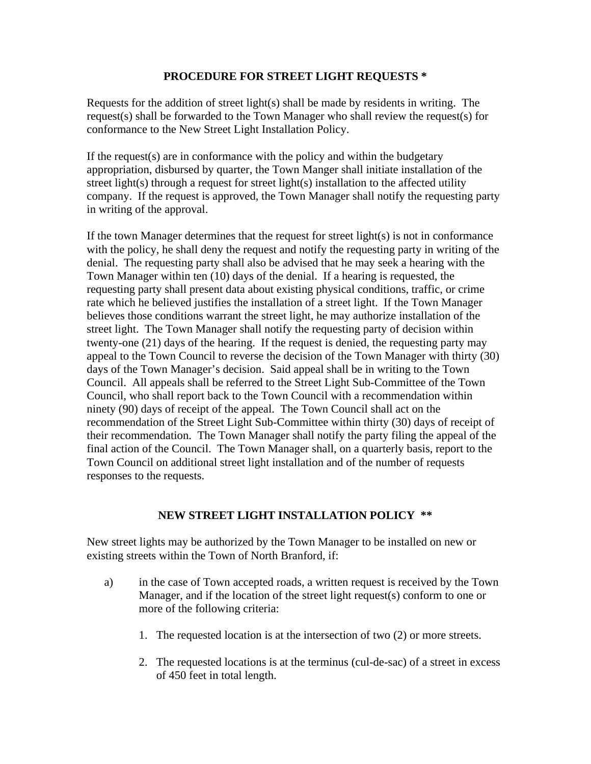## PROCEDURE FOR STREET LIGHT REQUESTS *

Requests for the addition of street light(s) shall be made by residents in writing. The request(s) shall be forwarded to the Town Manager who shall review the request(s) for conformance to the New Street Light Installation Policy.

If the request(s) are in conformance with the policy and within the budgetary appropriation, disbursed by quarter, the Town Manger shall initiate installation of the street light(s) through a request for street light(s) installation to the affected utility company. If the request is approved, the Town Manager shall notify the requesting party in writing of the approval.

If the town Manager determines that the request for street light(s) is not in conformance with the policy, he shall deny the request and notify the requesting party in writing of the denial. The requesting party shall also be advised that he may seek a hearing with the Town Manager within ten (10) days of the denial. If a hearing is requested, the requesting party shall present data about existing physical conditions, traffic, or crime rate which he believed justifies the installation of a street light. If the Town Manager believes those conditions warrant the street light, he may authorize installation of the street light. The Town Manager shall notify the requesting party of decision within twenty-one (21) days of the hearing. If the request is denied, the requesting party may appeal to the Town Council to reverse the decision of the Town Manager with thirty (30) days of the Town Manager's decision. Said appeal shall be in writing to the Town Council. All appeals shall be referred to the Street Light Sub-Committee of the Town Council, who shall report back to the Town Council with a recommendation within ninety (90) days of receipt of the appeal. The Town Council shall act on the recommendation of the Street Light Sub-Committee within thirty (30) days of receipt of their recommendation. The Town Manager shall notify the party filing the appeal of the final action of the Council. The Town Manager shall, on a quarterly basis, report to the Town Council on additional street light installation and of the number of requests responses to the requests.

## NEW STREET LIGHT INSTALLATION POLICY **

New street lights may be authorized by the Town Manager to be installed on new or existing streets within the Town of North Branford, if:

a) in the case of Town accepted roads, a written request is received by the Town Manager, and if the location of the street light request(s) conform to one or more of the following criteria:

1. The requested location is at the intersection of two (2) or more streets.

2. The requested locations is at the terminus (cul-de-sac) of a street in excess of 450 feet in total length.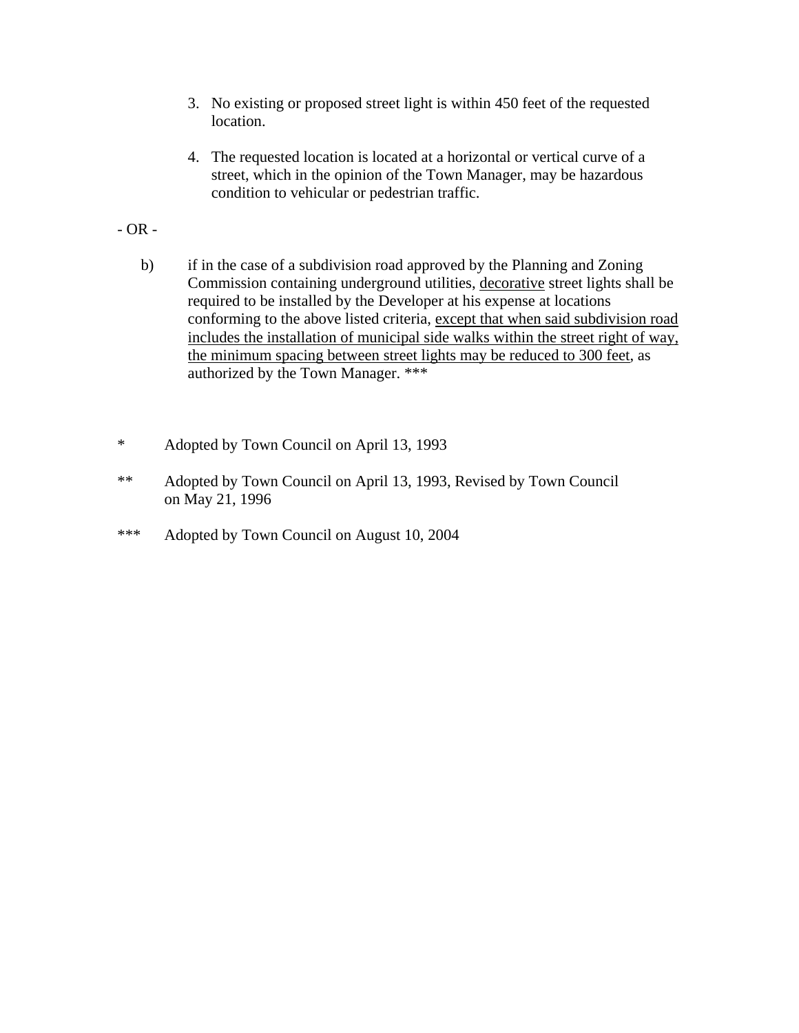3. No existing or proposed street light is within 450 feet of the requested location.

4. The requested location is located at a horizontal or vertical curve of a street, which in the opinion of the Town Manager, may be hazardous condition to vehicular or pedestrian traffic.

- OR -

b) if in the case of a subdivision road approved by the Planning and Zoning Commission containing underground utilities, <u>decorative</u> street lights shall be required to be installed by the Developer at his expense at locations conforming to the above listed criteria, <u>except that when said subdivision road includes the installation of municipal side walks within the street right of way, the minimum spacing between street lights may be reduced to 300 feet</u>, as authorized by the Town Manager. ***

\* Adopted by Town Council on April 13, 1993

\** Adopted by Town Council on April 13, 1993, Revised by Town Council on May 21, 1996

\*** Adopted by Town Council on August 10, 2004